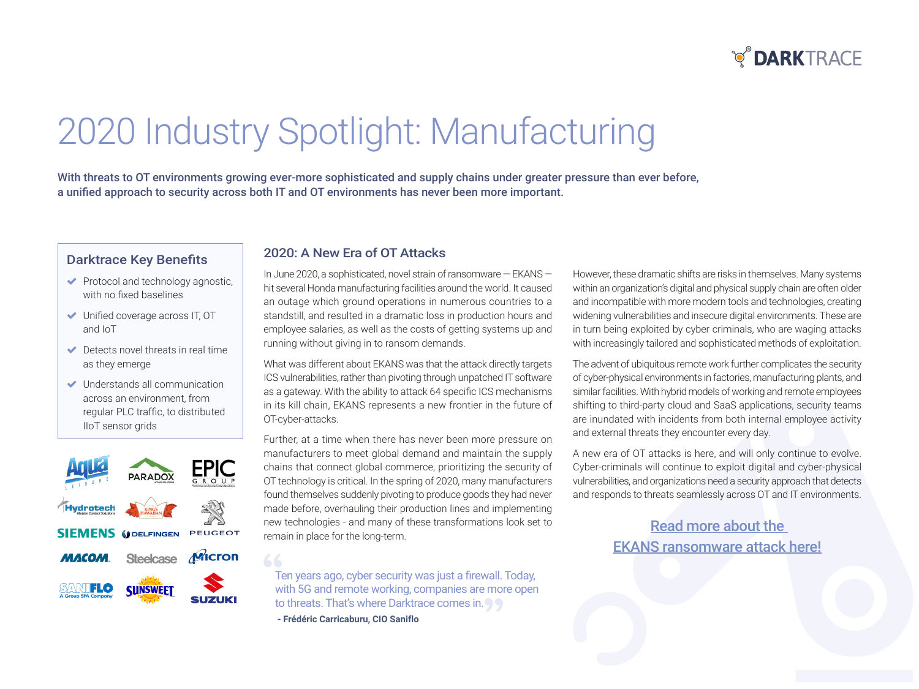# 2020 Industry Spotlight: Manufacturing

**With threats to OT environments growing ever-more sophisticated and supply chains under greater pressure than ever before, a unified approach to security across both IT and OT environments has never been more important.**

### Darktrace Key Benefits

- Protocol and technology agnostic, with no fixed baselines
- Unified coverage across IT, OT and IoT
- Detects novel threats in real time as they emerge
- Understands all communication across an environment, from regular PLC traffic, to distributed IIoT sensor grids

## 2020: A New Era of OT Attacks

In June 2020, a sophisticated, novel strain of ransomware — EKANS — hit several Honda manufacturing facilities around the world. It caused an outage which ground operations in numerous countries to a standstill, and resulted in a dramatic loss in production hours and employee salaries, as well as the costs of getting systems up and running without giving in to ransom demands.

What was different about EKANS was that the attack directly targets ICS vulnerabilities, rather than pivoting through unpatched IT software as a gateway. With the ability to attack 64 specific ICS mechanisms in its kill chain, EKANS represents a new frontier in the future of OT-cyber-attacks.

Further, at a time when there has never been more pressure on manufacturers to meet global demand and maintain the supply chains that connect global commerce, prioritizing the security of OT technology is critical. In the spring of 2020, many manufacturers found themselves suddenly pivoting to produce goods they had never made before, overhauling their production lines and implementing new technologies - and many of these transformations look set to remain in place for the long-term.

> "Ten years ago, cyber security was just a firewall. Today, with 5G and remote working, companies are more open to threats. That's where Darktrace comes in."
>
> **- Frédéric Carricaburu, CIO Saniflo**

However, these dramatic shifts are risks in themselves. Many systems within an organization's digital and physical supply chain are often older and incompatible with more modern tools and technologies, creating widening vulnerabilities and insecure digital environments. These are in turn being exploited by cyber criminals, who are waging attacks with increasingly tailored and sophisticated methods of exploitation.

The advent of ubiquitous remote work further complicates the security of cyber-physical environments in factories, manufacturing plants, and similar facilities. With hybrid models of working and remote employees shifting to third-party cloud and SaaS applications, security teams are inundated with incidents from both internal employee activity and external threats they encounter every day.

A new era of OT attacks is here, and will only continue to evolve. Cyber-criminals will continue to exploit digital and cyber-physical vulnerabilities, and organizations need a security approach that detects and responds to threats seamlessly across OT and IT environments.

Read more about the EKANS ransomware attack here!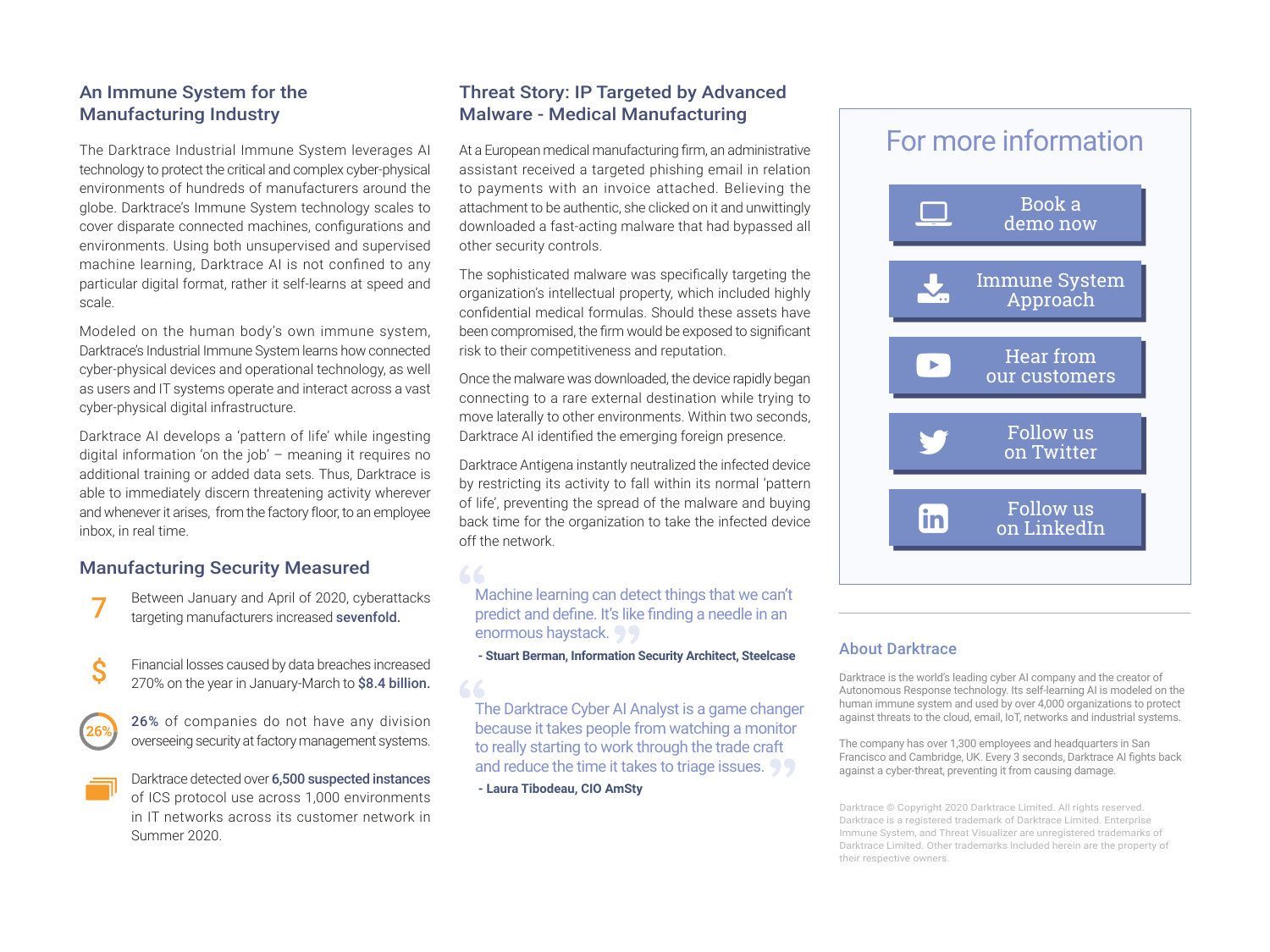## An Immune System for the Manufacturing Industry

The Darktrace Industrial Immune System leverages AI technology to protect the critical and complex cyber-physical environments of hundreds of manufacturers around the globe. Darktrace's Immune System technology scales to cover disparate connected machines, configurations and environments. Using both unsupervised and supervised machine learning, Darktrace AI is not confined to any particular digital format, rather it self-learns at speed and scale.

Modeled on the human body's own immune system, Darktrace's Industrial Immune System learns how connected cyber-physical devices and operational technology, as well as users and IT systems operate and interact across a vast cyber-physical digital infrastructure.

Darktrace AI develops a 'pattern of life' while ingesting digital information 'on the job' – meaning it requires no additional training or added data sets. Thus, Darktrace is able to immediately discern threatening activity wherever and whenever it arises, from the factory floor, to an employee inbox, in real time.

## Manufacturing Security Measured

7 — Between January and April of 2020, cyberattacks targeting manufacturers increased **sevenfold.**

$ — Financial losses caused by data breaches increased 270% on the year in January-March to **$8.4 billion.**

26% — **26%** of companies do not have any division overseeing security at factory management systems.

Darktrace detected over **6,500 suspected instances** of ICS protocol use across 1,000 environments in IT networks across its customer network in Summer 2020.

## Threat Story: IP Targeted by Advanced Malware - Medical Manufacturing

At a European medical manufacturing firm, an administrative assistant received a targeted phishing email in relation to payments with an invoice attached. Believing the attachment to be authentic, she clicked on it and unwittingly downloaded a fast-acting malware that had bypassed all other security controls.

The sophisticated malware was specifically targeting the organization's intellectual property, which included highly confidential medical formulas. Should these assets have been compromised, the firm would be exposed to significant risk to their competitiveness and reputation.

Once the malware was downloaded, the device rapidly began connecting to a rare external destination while trying to move laterally to other environments. Within two seconds, Darktrace AI identified the emerging foreign presence.

Darktrace Antigena instantly neutralized the infected device by restricting its activity to fall within its normal 'pattern of life', preventing the spread of the malware and buying back time for the organization to take the infected device off the network.

> "Machine learning can detect things that we can't predict and define. It's like finding a needle in an enormous haystack."
>
> **- Stuart Berman, Information Security Architect, Steelcase**

> "The Darktrace Cyber AI Analyst is a game changer because it takes people from watching a monitor to really starting to work through the trade craft and reduce the time it takes to triage issues."
>
> **- Laura Tibodeau, CIO AmSty**

## For more information

- Book a demo now
- Immune System Approach
- Hear from our customers
- Follow us on Twitter
- Follow us on LinkedIn

### About Darktrace

Darktrace is the world's leading cyber AI company and the creator of Autonomous Response technology. Its self-learning AI is modeled on the human immune system and used by over 4,000 organizations to protect against threats to the cloud, email, IoT, networks and industrial systems.

The company has over 1,300 employees and headquarters in San Francisco and Cambridge, UK. Every 3 seconds, Darktrace AI fights back against a cyber-threat, preventing it from causing damage.

Darktrace © Copyright 2020 Darktrace Limited. All rights reserved. Darktrace is a registered trademark of Darktrace Limited. Enterprise Immune System, and Threat Visualizer are unregistered trademarks of Darktrace Limited. Other trademarks included herein are the property of their respective owners.